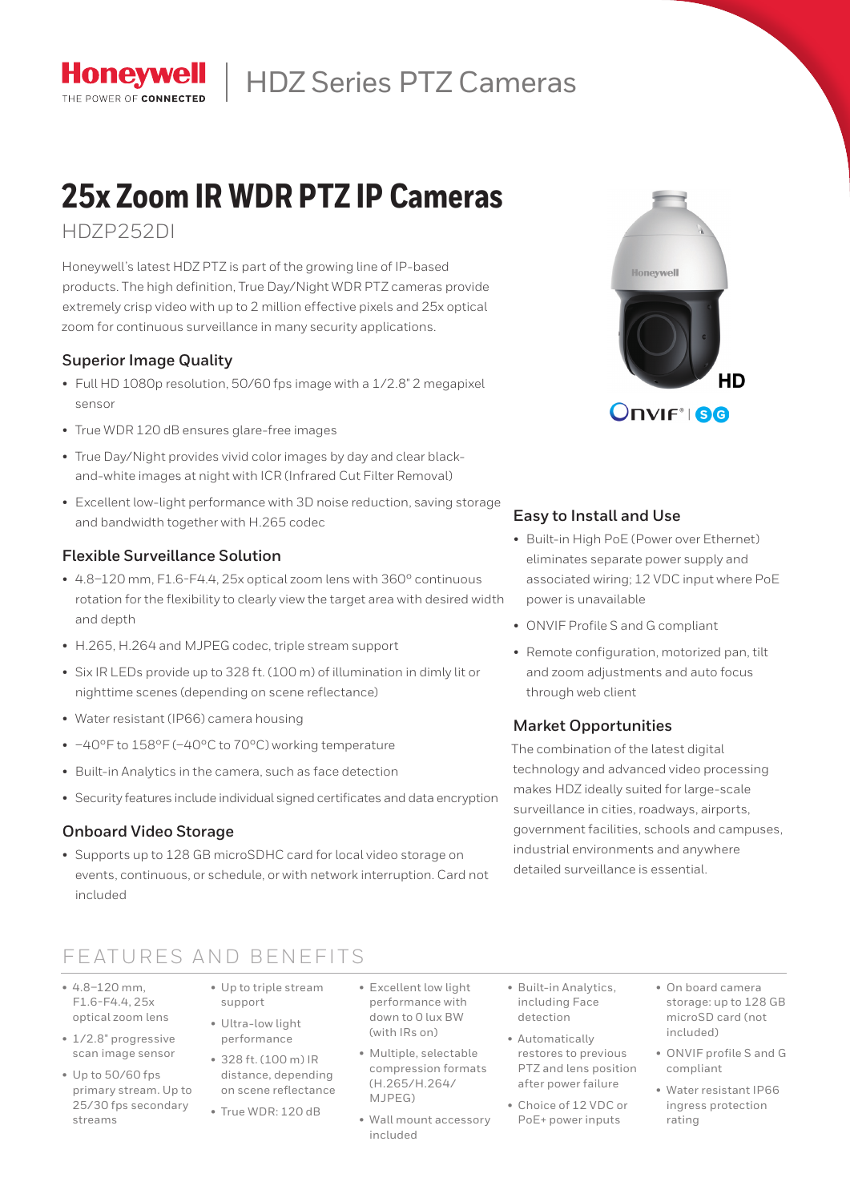**Honeywell** | HDZ Series PTZ Cameras

THE POWER OF CONNECTED

# 25x Zoom IR WDR PTZ IP Cameras

HDZP252DI

Honeywell's latest HDZ PTZ is part of the growing line of IP-based products. The high definition, True Day/Night WDR PTZ cameras provide extremely crisp video with up to 2 million effective pixels and 25x optical zoom for continuous surveillance in many security applications.

### Superior Image Quality

- Full HD 1080p resolution, 50/60 fps image with a 1/2.8" 2 megapixel sensor
- True WDR 120 dB ensures glare-free images
- True Day/Night provides vivid color images by day and clear black-and-white images at night with ICR (Infrared Cut Filter Removal)
- Excellent low-light performance with 3D noise reduction, saving storage and bandwidth together with H.265 codec

### Flexible Surveillance Solution

- 4.8–120 mm, F1.6-F4.4, 25x optical zoom lens with 360° continuous rotation for the flexibility to clearly view the target area with desired width and depth
- H.265, H.264 and MJPEG codec, triple stream support
- Six IR LEDs provide up to 328 ft. (100 m) of illumination in dimly lit or nighttime scenes (depending on scene reflectance)
- Water resistant (IP66) camera housing
- −40°F to 158°F (−40°C to 70°C) working temperature
- Built-in Analytics in the camera, such as face detection
- Security features include individual signed certificates and data encryption

### Onboard Video Storage

- Supports up to 128 GB microSDHC card for local video storage on events, continuous, or schedule, or with network interruption. Card not included

HD

ONVIF® | S G

### Easy to Install and Use

- Built-in High PoE (Power over Ethernet) eliminates separate power supply and associated wiring; 12 VDC input where PoE power is unavailable
- ONVIF Profile S and G compliant
- Remote configuration, motorized pan, tilt and zoom adjustments and auto focus through web client

### Market Opportunities

The combination of the latest digital technology and advanced video processing makes HDZ ideally suited for large-scale surveillance in cities, roadways, airports, government facilities, schools and campuses, industrial environments and anywhere detailed surveillance is essential.

## FEATURES AND BENEFITS

- 4.8–120 mm, F1.6–F4.4, 25x optical zoom lens
- 1/2.8" progressive scan image sensor
- Up to 50/60 fps primary stream. Up to 25/30 fps secondary streams
- Up to triple stream support
- Ultra-low light performance
- 328 ft. (100 m) IR distance, depending on scene reflectance
- True WDR: 120 dB
- Excellent low light performance with down to 0 lux BW (with IRs on)
- Multiple, selectable compression formats (H.265/H.264/MJPEG)
- Wall mount accessory included
- Built-in Analytics, including Face detection
- Automatically restores to previous PTZ and lens position after power failure
- Choice of 12 VDC or PoE+ power inputs
- On board camera storage: up to 128 GB microSD card (not included)
- ONVIF profile S and G compliant
- Water resistant IP66 ingress protection rating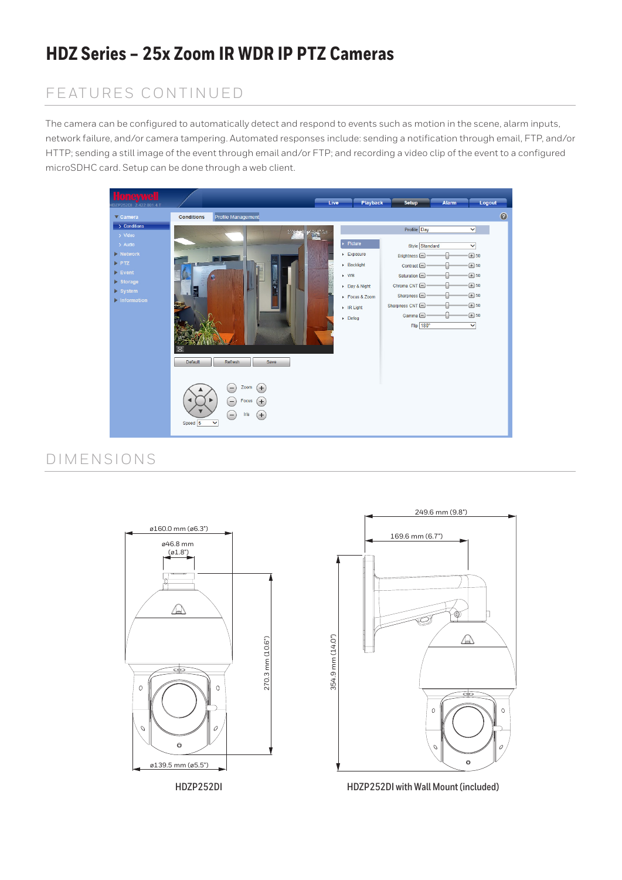# HDZ Series – 25x Zoom IR WDR IP PTZ Cameras

## FEATURES CONTINUED

The camera can be configured to automatically detect and respond to events such as motion in the scene, alarm inputs, network failure, and/or camera tampering. Automated responses include: sending a notification through email, FTP, and/or HTTP; sending a still image of the event through email and/or FTP; and recording a video clip of the event to a configured microSDHC card. Setup can be done through a web client.

## DIMENSIONS

ø160.0 mm (ø6.3")

ø46.8 mm (ø1.8")

270.3 mm (10.6")

ø139.5 mm (ø5.5")

HDZP252DI

249.6 mm (9.8")

169.6 mm (6.7")

354.9 mm (14.0")

HDZP252DI with Wall Mount (included)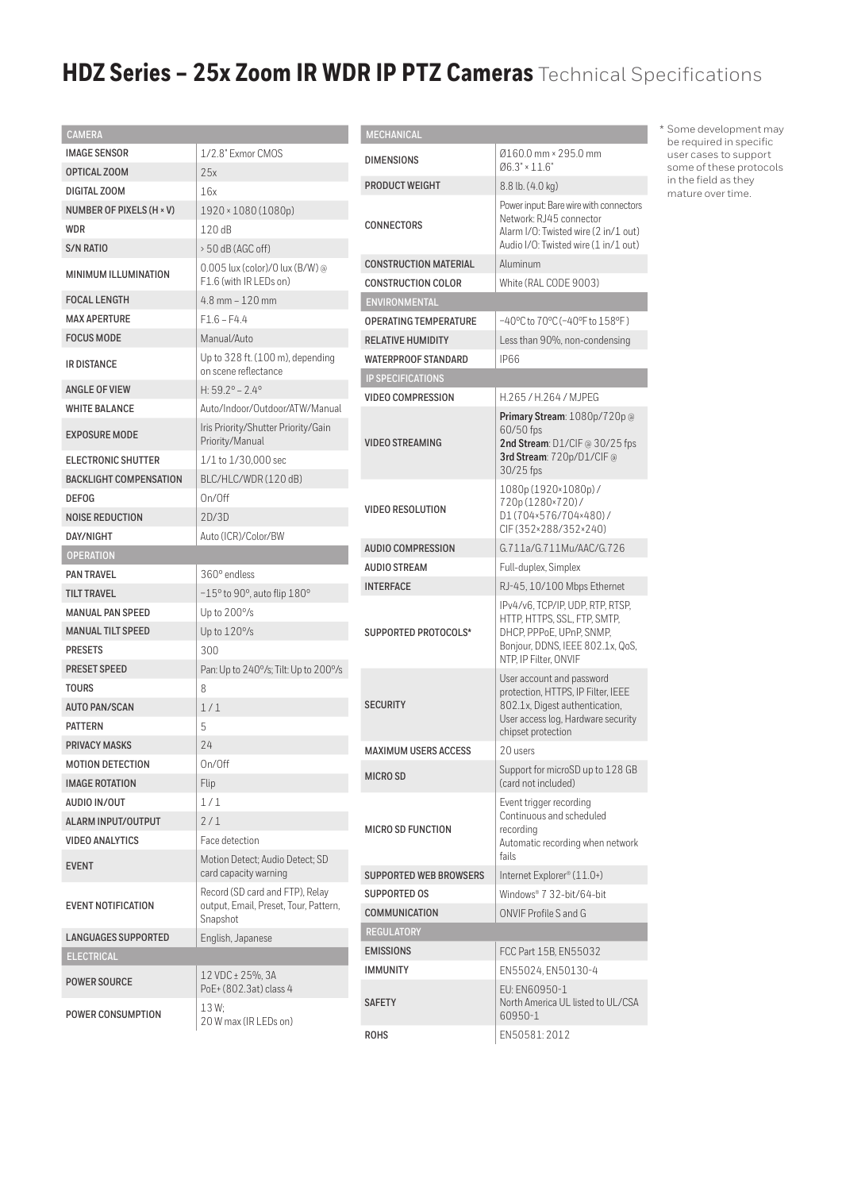# HDZ Series – 25x Zoom IR WDR IP PTZ Cameras Technical Specifications

| CAMERA | |
|---|---|
| IMAGE SENSOR | 1/2.8" Exmor CMOS |
| OPTICAL ZOOM | 25x |
| DIGITAL ZOOM | 16x |
| NUMBER OF PIXELS (H × V) | 1920 × 1080 (1080p) |
| WDR | 120 dB |
| S/N RATIO | > 50 dB (AGC off) |
| MINIMUM ILLUMINATION | 0.005 lux (color)/0 lux (B/W) @ F1.6 (with IR LEDs on) |
| FOCAL LENGTH | 4.8 mm – 120 mm |
| MAX APERTURE | F1.6 – F4.4 |
| FOCUS MODE | Manual/Auto |
| IR DISTANCE | Up to 328 ft. (100 m), depending on scene reflectance |
| ANGLE OF VIEW | H: 59.2° – 2.4° |
| WHITE BALANCE | Auto/Indoor/Outdoor/ATW/Manual |
| EXPOSURE MODE | Iris Priority/Shutter Priority/Gain Priority/Manual |
| ELECTRONIC SHUTTER | 1/1 to 1/30,000 sec |
| BACKLIGHT COMPENSATION | BLC/HLC/WDR (120 dB) |
| DEFOG | On/Off |
| NOISE REDUCTION | 2D/3D |
| DAY/NIGHT | Auto (ICR)/Color/BW |

| OPERATION | |
|---|---|
| PAN TRAVEL | 360° endless |
| TILT TRAVEL | −15° to 90°, auto flip 180° |
| MANUAL PAN SPEED | Up to 200°/s |
| MANUAL TILT SPEED | Up to 120°/s |
| PRESETS | 300 |
| PRESET SPEED | Pan: Up to 240°/s; Tilt: Up to 200°/s |
| TOURS | 8 |
| AUTO PAN/SCAN | 1 / 1 |
| PATTERN | 5 |
| PRIVACY MASKS | 24 |
| MOTION DETECTION | On/Off |
| IMAGE ROTATION | Flip |
| AUDIO IN/OUT | 1 / 1 |
| ALARM INPUT/OUTPUT | 2 / 1 |
| VIDEO ANALYTICS | Face detection |
| EVENT | Motion Detect; Audio Detect; SD card capacity warning |
| EVENT NOTIFICATION | Record (SD card and FTP), Relay output, Email, Preset, Tour, Pattern, Snapshot |
| LANGUAGES SUPPORTED | English, Japanese |

| ELECTRICAL | |
|---|---|
| POWER SOURCE | 12 VDC ± 25%, 3A<br>PoE+ (802.3at) class 4 |
| POWER CONSUMPTION | 13 W;<br>20 W max (IR LEDs on) |

| MECHANICAL | |
|---|---|
| DIMENSIONS | Ø160.0 mm × 295.0 mm<br>Ø6.3" × 11.6" |
| PRODUCT WEIGHT | 8.8 lb. (4.0 kg) |
| CONNECTORS | Power input: Bare wire with connectors<br>Network: RJ45 connector<br>Alarm I/O: Twisted wire (2 in/1 out)<br>Audio I/O: Twisted wire (1 in/1 out) |
| CONSTRUCTION MATERIAL | Aluminum |
| CONSTRUCTION COLOR | White (RAL CODE 9003) |

| ENVIRONMENTAL | |
|---|---|
| OPERATING TEMPERATURE | −40°C to 70°C (−40°F to 158°F) |
| RELATIVE HUMIDITY | Less than 90%, non-condensing |
| WATERPROOF STANDARD | IP66 |

| IP SPECIFICATIONS | |
|---|---|
| VIDEO COMPRESSION | H.265 / H.264 / MJPEG |
| VIDEO STREAMING | **Primary Stream**: 1080p/720p @ 60/50 fps<br>**2nd Stream**: D1/CIF @ 30/25 fps<br>**3rd Stream**: 720p/D1/CIF @ 30/25 fps |
| VIDEO RESOLUTION | 1080p (1920×1080p) / 720p (1280×720) / D1 (704×576/704×480) / CIF (352×288/352×240) |
| AUDIO COMPRESSION | G.711a/G.711Mu/AAC/G.726 |
| AUDIO STREAM | Full-duplex, Simplex |
| INTERFACE | RJ-45, 10/100 Mbps Ethernet |
| SUPPORTED PROTOCOLS* | IPv4/v6, TCP/IP, UDP, RTP, RTSP, HTTP, HTTPS, SSL, FTP, SMTP, DHCP, PPPoE, UPnP, SNMP, Bonjour, DDNS, IEEE 802.1x, QoS, NTP, IP Filter, ONVIF |
| SECURITY | User account and password protection, HTTPS, IP Filter, IEEE 802.1x, Digest authentication, User access log, Hardware security chipset protection |
| MAXIMUM USERS ACCESS | 20 users |
| MICRO SD | Support for microSD up to 128 GB (card not included) |
| MICRO SD FUNCTION | Event trigger recording<br>Continuous and scheduled recording<br>Automatic recording when network fails |
| SUPPORTED WEB BROWSERS | Internet Explorer® (11.0+) |
| SUPPORTED OS | Windows® 7 32-bit/64-bit |
| COMMUNICATION | ONVIF Profile S and G |

| REGULATORY | |
|---|---|
| EMISSIONS | FCC Part 15B, EN55032 |
| IMMUNITY | EN55024, EN50130-4 |
| SAFETY | EU: EN60950-1<br>North America UL listed to UL/CSA 60950-1 |
| ROHS | EN50581: 2012 |

\* Some development may be required in specific user cases to support some of these protocols in the field as they mature over time.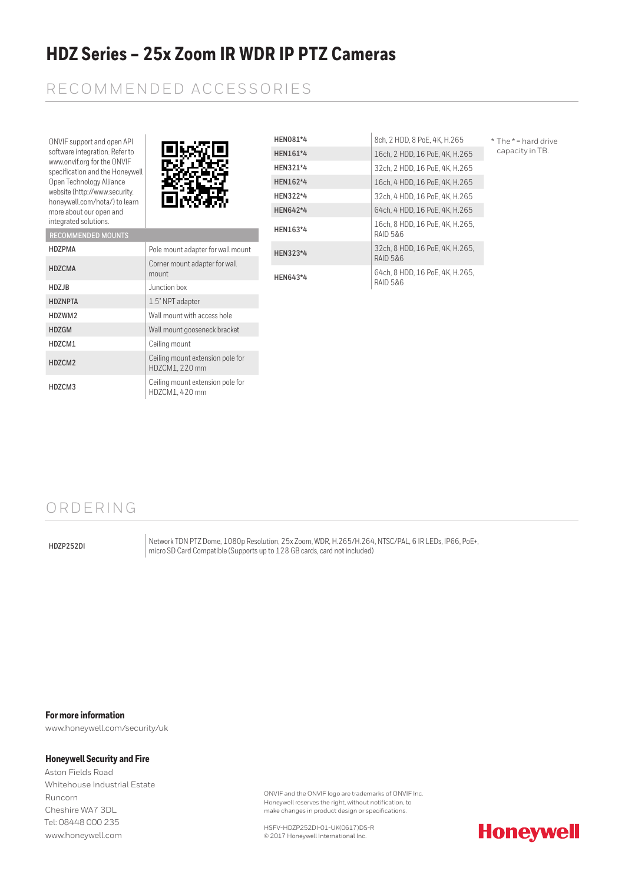# HDZ Series – 25x Zoom IR WDR IP PTZ Cameras

## RECOMMENDED ACCESSORIES

ONVIF support and open API software integration. Refer to www.onvif.org for the ONVIF specification and the Honeywell Open Technology Alliance website (http://www.security.honeywell.com/hota/) to learn more about our open and integrated solutions.

| RECOMMENDED MOUNTS | |
|---|---|
| HDZPMA | Pole mount adapter for wall mount |
| HDZCMA | Corner mount adapter for wall mount |
| HDZJB | Junction box |
| HDZNPTA | 1.5" NPT adapter |
| HDZWM2 | Wall mount with access hole |
| HDZGM | Wall mount gooseneck bracket |
| HDZCM1 | Ceiling mount |
| HDZCM2 | Ceiling mount extension pole for HDZCM1, 220 mm |
| HDZCM3 | Ceiling mount extension pole for HDZCM1, 420 mm |

| | |
|---|---|
| HEN081*4 | 8ch, 2 HDD, 8 PoE, 4K, H.265 |
| HEN161*4 | 16ch, 2 HDD, 16 PoE, 4K, H.265 |
| HEN321*4 | 32ch, 2 HDD, 16 PoE, 4K, H.265 |
| HEN162*4 | 16ch, 4 HDD, 16 PoE, 4K, H.265 |
| HEN322*4 | 32ch, 4 HDD, 16 PoE, 4K, H.265 |
| HEN642*4 | 64ch, 4 HDD, 16 PoE, 4K, H.265 |
| HEN163*4 | 16ch, 8 HDD, 16 PoE, 4K, H.265, RAID 5&6 |
| HEN323*4 | 32ch, 8 HDD, 16 PoE, 4K, H.265, RAID 5&6 |
| HEN643*4 | 64ch, 8 HDD, 16 PoE, 4K, H.265, RAID 5&6 |

* The * = hard drive capacity in TB.

## ORDERING

| | |
|---|---|
| HDZP252DI | Network TDN PTZ Dome, 1080p Resolution, 25x Zoom, WDR, H.265/H.264, NTSC/PAL, 6 IR LEDs, IP66, PoE+, micro SD Card Compatible (Supports up to 128 GB cards, card not included) |

**For more information**

www.honeywell.com/security/uk

**Honeywell Security and Fire**

Aston Fields Road
Whitehouse Industrial Estate
Runcorn
Cheshire WA7 3DL
Tel: 08448 000 235
www.honeywell.com

ONVIF and the ONVIF logo are trademarks of ONVIF Inc.
Honeywell reserves the right, without notification, to make changes in product design or specifications.

HSFV-HDZP252DI-01-UK(0617)DS-R
© 2017 Honeywell International Inc.

Honeywell